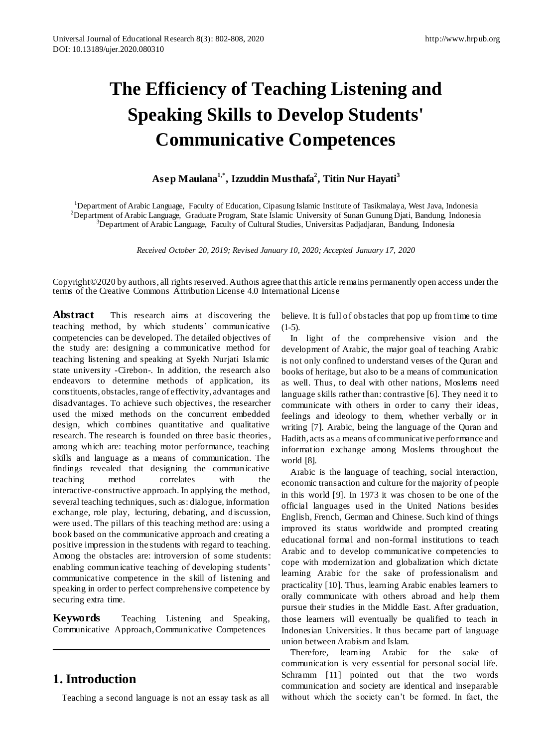# The Efficiency of Teaching Listening and Speaking Skills to Develop Students' Communicative Competences

**Asep Maulana[1,*], Izzuddin Musthafa[2], Titin Nur Hayati[3]**

[1]Department of Arabic Language, Faculty of Education, Cipasung Islamic Institute of Tasikmalaya, West Java, Indonesia
[2]Department of Arabic Language, Graduate Program, State Islamic University of Sunan Gunung Djati, Bandung, Indonesia
[3]Department of Arabic Language, Faculty of Cultural Studies, Universitas Padjadjaran, Bandung, Indonesia

*Received October 20, 2019; Revised January 10, 2020; Accepted January 17, 2020*

Copyright©2020 by authors, all rights reserved. Authors agree that this article remains permanently open access under the terms of the Creative Commons Attribution License 4.0 International License

**Abstract** This research aims at discovering the teaching method, by which students' communicative competencies can be developed. The detailed objectives of the study are: designing a communicative method for teaching listening and speaking at Syekh Nurjati Islamic state university -Cirebon-. In addition, the research also endeavors to determine methods of application, its constituents, obstacles, range of effectivity, advantages and disadvantages. To achieve such objectives, the researcher used the mixed methods on the concurrent embedded design, which combines quantitative and qualitative research. The research is founded on three basic theories, among which are: teaching motor performance, teaching skills and language as a means of communication. The findings revealed that designing the communicative teaching method correlates with the interactive-constructive approach. In applying the method, several teaching techniques, such as: dialogue, information exchange, role play, lecturing, debating, and discussion, were used. The pillars of this teaching method are: using a book based on the communicative approach and creating a positive impression in the students with regard to teaching. Among the obstacles are: introversion of some students: enabling communicative teaching of developing students' communicative competence in the skill of listening and speaking in order to perfect comprehensive competence by securing extra time.

**Keywords** Teaching Listening and Speaking, Communicative Approach, Communicative Competences

## 1. Introduction

Teaching a second language is not an essay task as all believe. It is full of obstacles that pop up from time to time (1-5).

In light of the comprehensive vision and the development of Arabic, the major goal of teaching Arabic is not only confined to understand verses of the Quran and books of heritage, but also to be a means of communication as well. Thus, to deal with other nations, Moslems need language skills rather than: contrastive [6]. They need it to communicate with others in order to carry their ideas, feelings and ideology to them, whether verbally or in writing [7]. Arabic, being the language of the Quran and Hadith, acts as a means of communicative performance and information exchange among Moslems throughout the world [8].

Arabic is the language of teaching, social interaction, economic transaction and culture for the majority of people in this world [9]. In 1973 it was chosen to be one of the official languages used in the United Nations besides English, French, German and Chinese. Such kind of things improved its status worldwide and prompted creating educational formal and non-formal institutions to teach Arabic and to develop communicative competencies to cope with modernization and globalization which dictate learning Arabic for the sake of professionalism and practicality [10]. Thus, learning Arabic enables learners to orally communicate with others abroad and help them pursue their studies in the Middle East. After graduation, those learners will eventually be qualified to teach in Indonesian Universities. It thus became part of language union between Arabism and Islam.

Therefore, learning Arabic for the sake of communication is very essential for personal social life. Schramm [11] pointed out that the two words communication and society are identical and inseparable without which the society can't be formed. In fact, the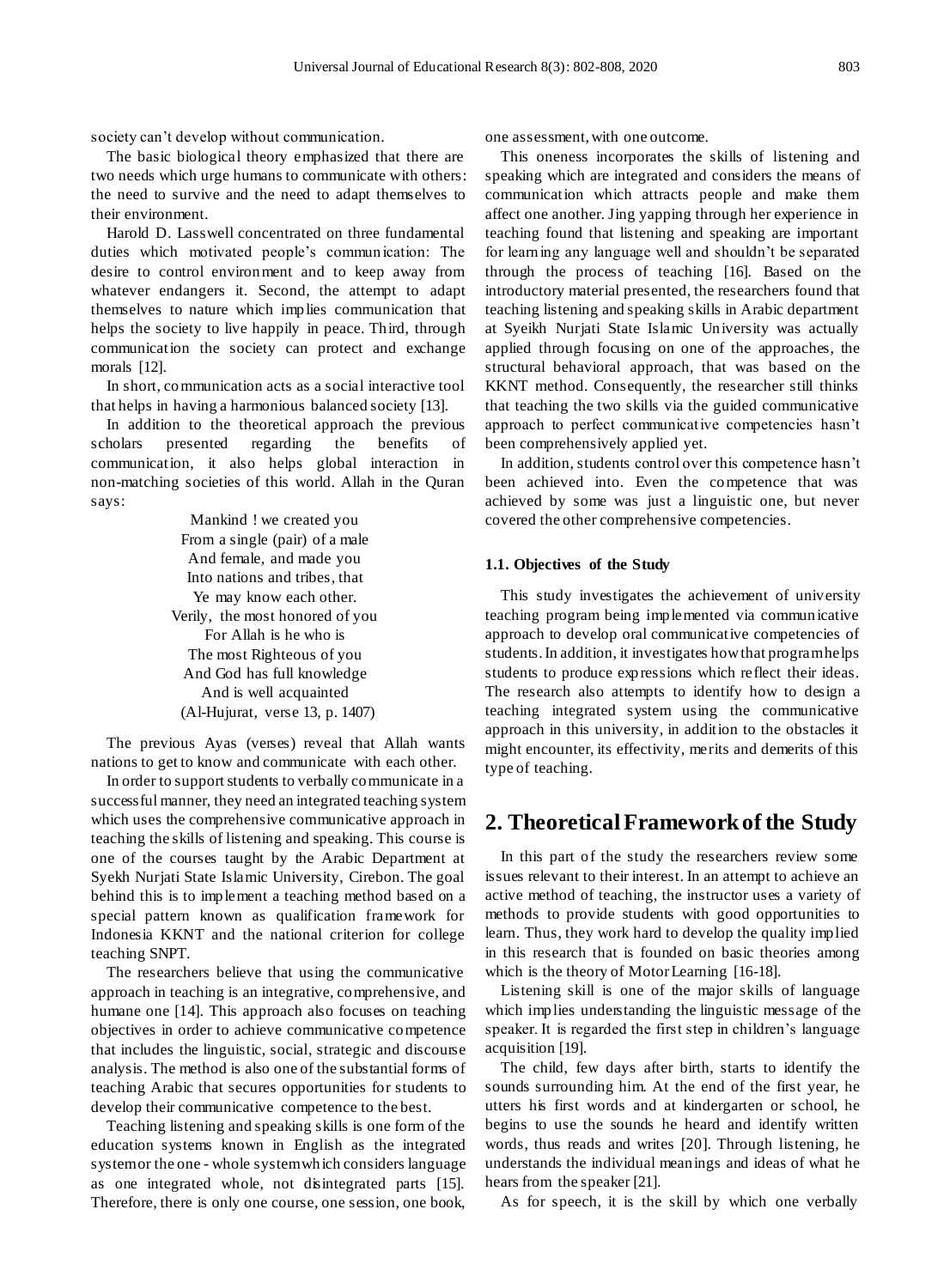society can't develop without communication.

The basic biological theory emphasized that there are two needs which urge humans to communicate with others: the need to survive and the need to adapt themselves to their environment.

Harold D. Lasswell concentrated on three fundamental duties which motivated people's communication: The desire to control environment and to keep away from whatever endangers it. Second, the attempt to adapt themselves to nature which implies communication that helps the society to live happily in peace. Third, through communication the society can protect and exchange morals [12].

In short, communication acts as a social interactive tool that helps in having a harmonious balanced society [13].

In addition to the theoretical approach the previous scholars presented regarding the benefits of communication, it also helps global interaction in non-matching societies of this world. Allah in the Quran says:

> Mankind ! we created you
> From a single (pair) of a male
> And female, and made you
> Into nations and tribes, that
> Ye may know each other.
> Verily, the most honored of you
> For Allah is he who is
> The most Righteous of you
> And God has full knowledge
> And is well acquainted
> (Al-Hujurat, verse 13, p. 1407)

The previous Ayas (verses) reveal that Allah wants nations to get to know and communicate with each other.

In order to support students to verbally communicate in a successful manner, they need an integrated teaching system which uses the comprehensive communicative approach in teaching the skills of listening and speaking. This course is one of the courses taught by the Arabic Department at Syekh Nurjati State Islamic University, Cirebon. The goal behind this is to implement a teaching method based on a special pattern known as qualification framework for Indonesia KKNT and the national criterion for college teaching SNPT.

The researchers believe that using the communicative approach in teaching is an integrative, comprehensive, and humane one [14]. This approach also focuses on teaching objectives in order to achieve communicative competence that includes the linguistic, social, strategic and discourse analysis. The method is also one of the substantial forms of teaching Arabic that secures opportunities for students to develop their communicative competence to the best.

Teaching listening and speaking skills is one form of the education systems known in English as the integrated system or the one - whole system which considers language as one integrated whole, not disintegrated parts [15]. Therefore, there is only one course, one session, one book, one assessment, with one outcome.

This oneness incorporates the skills of listening and speaking which are integrated and considers the means of communication which attracts people and make them affect one another. Jing yapping through her experience in teaching found that listening and speaking are important for learning any language well and shouldn't be separated through the process of teaching [16]. Based on the introductory material presented, the researchers found that teaching listening and speaking skills in Arabic department at Syeikh Nurjati State Islamic University was actually applied through focusing on one of the approaches, the structural behavioral approach, that was based on the KKNT method. Consequently, the researcher still thinks that teaching the two skills via the guided communicative approach to perfect communicative competencies hasn't been comprehensively applied yet.

In addition, students control over this competence hasn't been achieved into. Even the competence that was achieved by some was just a linguistic one, but never covered the other comprehensive competencies.

### 1.1. Objectives of the Study

This study investigates the achievement of university teaching program being implemented via communicative approach to develop oral communicative competencies of students. In addition, it investigates how that program helps students to produce expressions which reflect their ideas. The research also attempts to identify how to design a teaching integrated system using the communicative approach in this university, in addition to the obstacles it might encounter, its effectivity, merits and demerits of this type of teaching.

## 2. Theoretical Framework of the Study

In this part of the study the researchers review some issues relevant to their interest. In an attempt to achieve an active method of teaching, the instructor uses a variety of methods to provide students with good opportunities to learn. Thus, they work hard to develop the quality implied in this research that is founded on basic theories among which is the theory of Motor Learning [16-18].

Listening skill is one of the major skills of language which implies understanding the linguistic message of the speaker. It is regarded the first step in children's language acquisition [19].

The child, few days after birth, starts to identify the sounds surrounding him. At the end of the first year, he utters his first words and at kindergarten or school, he begins to use the sounds he heard and identify written words, thus reads and writes [20]. Through listening, he understands the individual meanings and ideas of what he hears from the speaker [21].

As for speech, it is the skill by which one verbally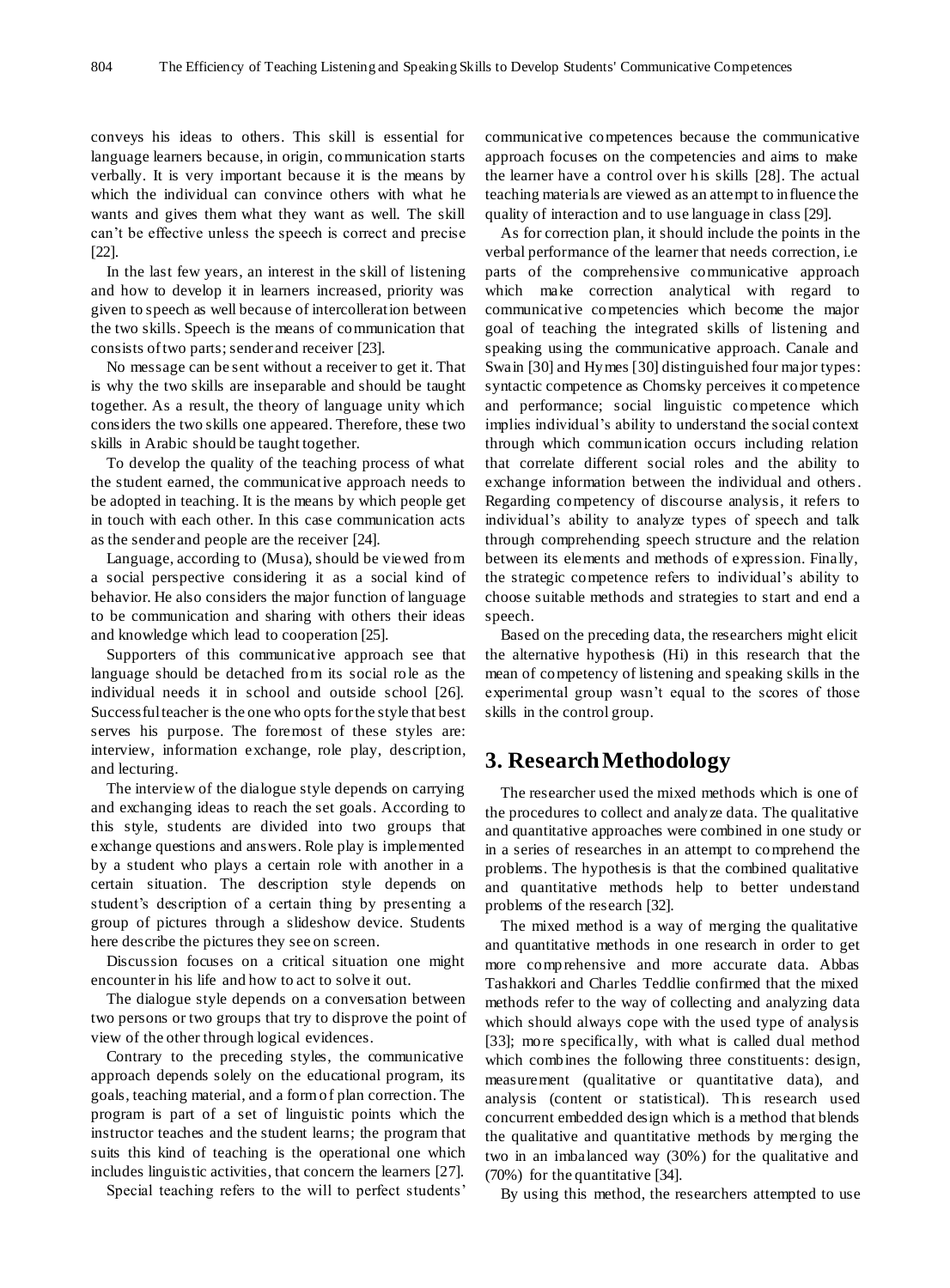conveys his ideas to others. This skill is essential for language learners because, in origin, communication starts verbally. It is very important because it is the means by which the individual can convince others with what he wants and gives them what they want as well. The skill can't be effective unless the speech is correct and precise [22].

In the last few years, an interest in the skill of listening and how to develop it in learners increased, priority was given to speech as well because of intercolleration between the two skills. Speech is the means of communication that consists of two parts; sender and receiver [23].

No message can be sent without a receiver to get it. That is why the two skills are inseparable and should be taught together. As a result, the theory of language unity which considers the two skills one appeared. Therefore, these two skills in Arabic should be taught together.

To develop the quality of the teaching process of what the student earned, the communicative approach needs to be adopted in teaching. It is the means by which people get in touch with each other. In this case communication acts as the sender and people are the receiver [24].

Language, according to (Musa), should be viewed from a social perspective considering it as a social kind of behavior. He also considers the major function of language to be communication and sharing with others their ideas and knowledge which lead to cooperation [25].

Supporters of this communicative approach see that language should be detached from its social role as the individual needs it in school and outside school [26]. Successful teacher is the one who opts for the style that best serves his purpose. The foremost of these styles are: interview, information exchange, role play, description, and lecturing.

The interview of the dialogue style depends on carrying and exchanging ideas to reach the set goals. According to this style, students are divided into two groups that exchange questions and answers. Role play is implemented by a student who plays a certain role with another in a certain situation. The description style depends on student's description of a certain thing by presenting a group of pictures through a slideshow device. Students here describe the pictures they see on screen.

Discussion focuses on a critical situation one might encounter in his life and how to act to solve it out.

The dialogue style depends on a conversation between two persons or two groups that try to disprove the point of view of the other through logical evidences.

Contrary to the preceding styles, the communicative approach depends solely on the educational program, its goals, teaching material, and a form of plan correction. The program is part of a set of linguistic points which the instructor teaches and the student learns; the program that suits this kind of teaching is the operational one which includes linguistic activities, that concern the learners [27].

Special teaching refers to the will to perfect students' communicative competences because the communicative approach focuses on the competencies and aims to make the learner have a control over his skills [28]. The actual teaching materials are viewed as an attempt to influence the quality of interaction and to use language in class [29].

As for correction plan, it should include the points in the verbal performance of the learner that needs correction, i.e parts of the comprehensive communicative approach which make correction analytical with regard to communicative competencies which become the major goal of teaching the integrated skills of listening and speaking using the communicative approach. Canale and Swain [30] and Hymes [30] distinguished four major types: syntactic competence as Chomsky perceives it competence and performance; social linguistic competence which implies individual's ability to understand the social context through which communication occurs including relation that correlate different social roles and the ability to exchange information between the individual and others. Regarding competency of discourse analysis, it refers to individual's ability to analyze types of speech and talk through comprehending speech structure and the relation between its elements and methods of expression. Finally, the strategic competence refers to individual's ability to choose suitable methods and strategies to start and end a speech.

Based on the preceding data, the researchers might elicit the alternative hypothesis (Hi) in this research that the mean of competency of listening and speaking skills in the experimental group wasn't equal to the scores of those skills in the control group.

## 3. Research Methodology

The researcher used the mixed methods which is one of the procedures to collect and analyze data. The qualitative and quantitative approaches were combined in one study or in a series of researches in an attempt to comprehend the problems. The hypothesis is that the combined qualitative and quantitative methods help to better understand problems of the research [32].

The mixed method is a way of merging the qualitative and quantitative methods in one research in order to get more comprehensive and more accurate data. Abbas Tashakkori and Charles Teddlie confirmed that the mixed methods refer to the way of collecting and analyzing data which should always cope with the used type of analysis [33]; more specifically, with what is called dual method which combines the following three constituents: design, measurement (qualitative or quantitative data), and analysis (content or statistical). This research used concurrent embedded design which is a method that blends the qualitative and quantitative methods by merging the two in an imbalanced way (30%) for the qualitative and (70%) for the quantitative [34].

By using this method, the researchers attempted to use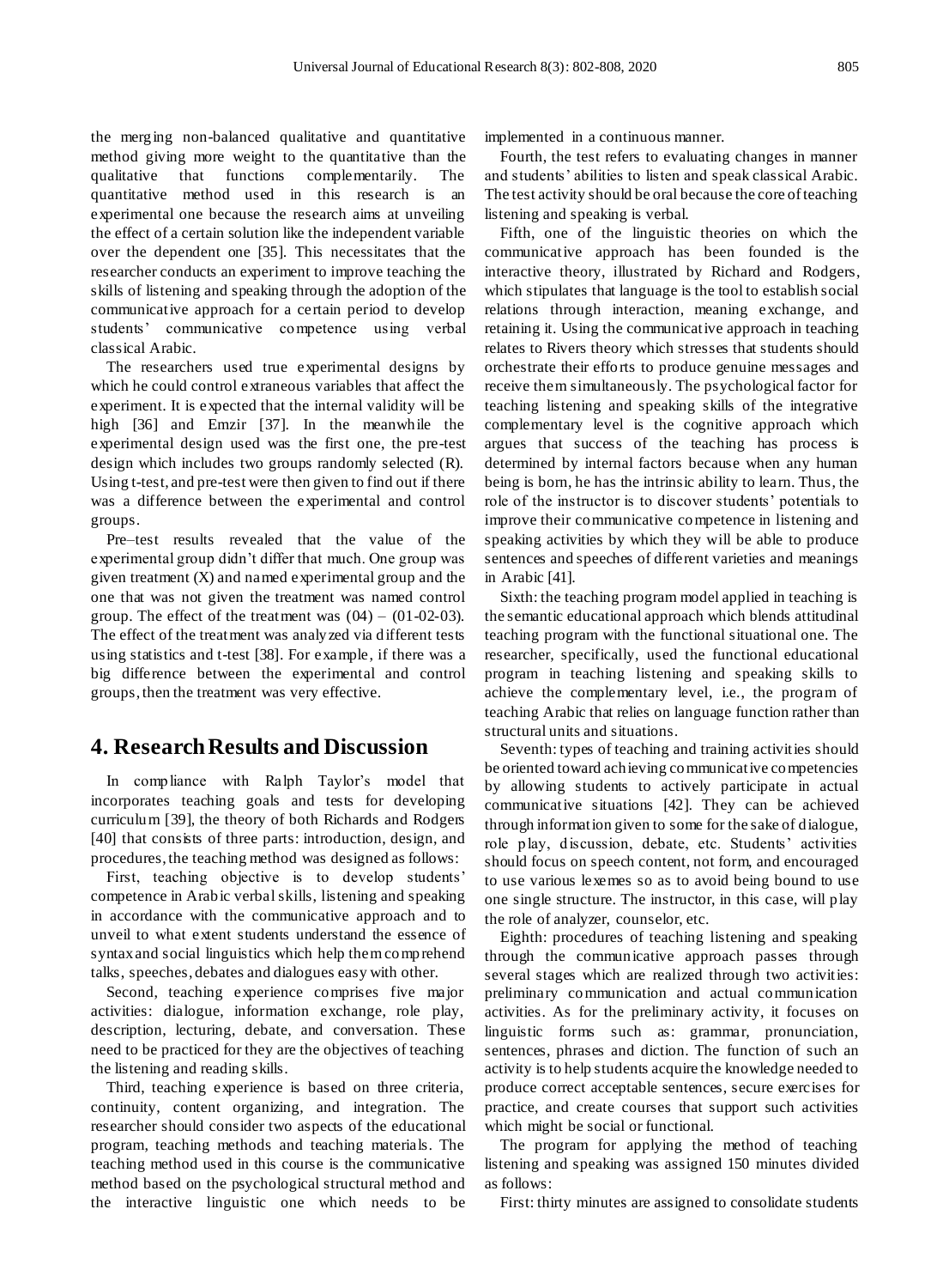the merging non-balanced qualitative and quantitative method giving more weight to the quantitative than the qualitative that functions complementarily. The quantitative method used in this research is an experimental one because the research aims at unveiling the effect of a certain solution like the independent variable over the dependent one [35]. This necessitates that the researcher conducts an experiment to improve teaching the skills of listening and speaking through the adoption of the communicative approach for a certain period to develop students' communicative competence using verbal classical Arabic.

The researchers used true experimental designs by which he could control extraneous variables that affect the experiment. It is expected that the internal validity will be high [36] and Emzir [37]. In the meanwhile the experimental design used was the first one, the pre-test design which includes two groups randomly selected (R). Using t-test, and pre-test were then given to find out if there was a difference between the experimental and control groups.

Pre–test results revealed that the value of the experimental group didn't differ that much. One group was given treatment (X) and named experimental group and the one that was not given the treatment was named control group. The effect of the treatment was (04) – (01-02-03). The effect of the treatment was analyzed via different tests using statistics and t-test [38]. For example, if there was a big difference between the experimental and control groups, then the treatment was very effective.

## 4. Research Results and Discussion

In compliance with Ralph Taylor's model that incorporates teaching goals and tests for developing curriculum [39], the theory of both Richards and Rodgers [40] that consists of three parts: introduction, design, and procedures, the teaching method was designed as follows:

First, teaching objective is to develop students' competence in Arabic verbal skills, listening and speaking in accordance with the communicative approach and to unveil to what extent students understand the essence of syntax and social linguistics which help them comprehend talks, speeches, debates and dialogues easy with other.

Second, teaching experience comprises five major activities: dialogue, information exchange, role play, description, lecturing, debate, and conversation. These need to be practiced for they are the objectives of teaching the listening and reading skills.

Third, teaching experience is based on three criteria, continuity, content organizing, and integration. The researcher should consider two aspects of the educational program, teaching methods and teaching materials. The teaching method used in this course is the communicative method based on the psychological structural method and the interactive linguistic one which needs to be implemented in a continuous manner.

Fourth, the test refers to evaluating changes in manner and students' abilities to listen and speak classical Arabic. The test activity should be oral because the core of teaching listening and speaking is verbal.

Fifth, one of the linguistic theories on which the communicative approach has been founded is the interactive theory, illustrated by Richard and Rodgers, which stipulates that language is the tool to establish social relations through interaction, meaning exchange, and retaining it. Using the communicative approach in teaching relates to Rivers theory which stresses that students should orchestrate their efforts to produce genuine messages and receive them simultaneously. The psychological factor for teaching listening and speaking skills of the integrative complementary level is the cognitive approach which argues that success of the teaching has process is determined by internal factors because when any human being is born, he has the intrinsic ability to learn. Thus, the role of the instructor is to discover students' potentials to improve their communicative competence in listening and speaking activities by which they will be able to produce sentences and speeches of different varieties and meanings in Arabic [41].

Sixth: the teaching program model applied in teaching is the semantic educational approach which blends attitudinal teaching program with the functional situational one. The researcher, specifically, used the functional educational program in teaching listening and speaking skills to achieve the complementary level, i.e., the program of teaching Arabic that relies on language function rather than structural units and situations.

Seventh: types of teaching and training activities should be oriented toward achieving communicative competencies by allowing students to actively participate in actual communicative situations [42]. They can be achieved through information given to some for the sake of dialogue, role play, discussion, debate, etc. Students' activities should focus on speech content, not form, and encouraged to use various lexemes so as to avoid being bound to use one single structure. The instructor, in this case, will play the role of analyzer, counselor, etc.

Eighth: procedures of teaching listening and speaking through the communicative approach passes through several stages which are realized through two activities: preliminary communication and actual communication activities. As for the preliminary activity, it focuses on linguistic forms such as: grammar, pronunciation, sentences, phrases and diction. The function of such an activity is to help students acquire the knowledge needed to produce correct acceptable sentences, secure exercises for practice, and create courses that support such activities which might be social or functional.

The program for applying the method of teaching listening and speaking was assigned 150 minutes divided as follows:

First: thirty minutes are assigned to consolidate students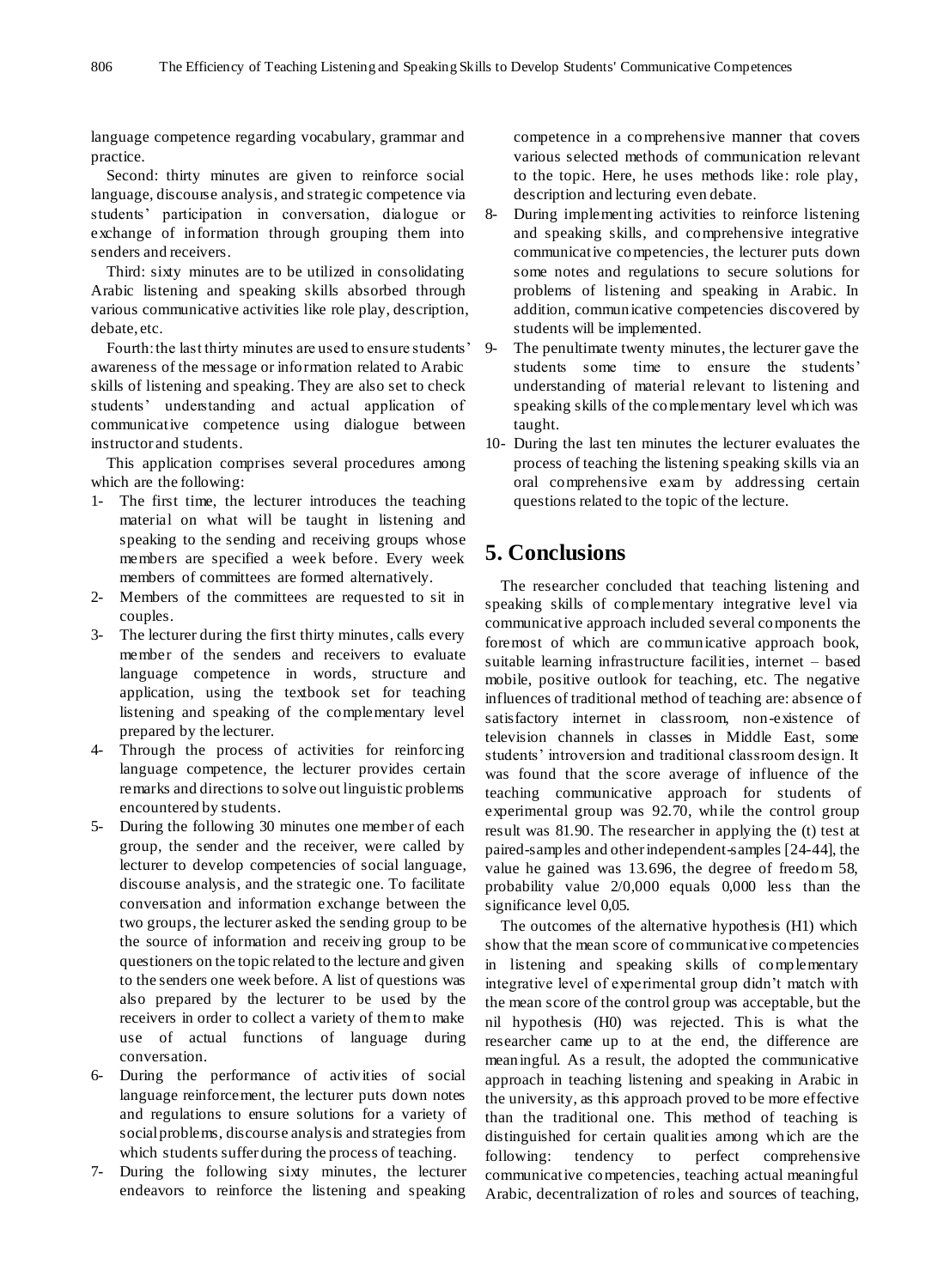language competence regarding vocabulary, grammar and practice.

Second: thirty minutes are given to reinforce social language, discourse analysis, and strategic competence via students' participation in conversation, dialogue or exchange of information through grouping them into senders and receivers.

Third: sixty minutes are to be utilized in consolidating Arabic listening and speaking skills absorbed through various communicative activities like role play, description, debate, etc.

Fourth: the last thirty minutes are used to ensure students' awareness of the message or information related to Arabic skills of listening and speaking. They are also set to check students' understanding and actual application of communicative competence using dialogue between instructor and students.

This application comprises several procedures among which are the following:

1- The first time, the lecturer introduces the teaching material on what will be taught in listening and speaking to the sending and receiving groups whose members are specified a week before. Every week members of committees are formed alternatively.
2- Members of the committees are requested to sit in couples.
3- The lecturer during the first thirty minutes, calls every member of the senders and receivers to evaluate language competence in words, structure and application, using the textbook set for teaching listening and speaking of the complementary level prepared by the lecturer.
4- Through the process of activities for reinforcing language competence, the lecturer provides certain remarks and directions to solve out linguistic problems encountered by students.
5- During the following 30 minutes one member of each group, the sender and the receiver, were called by lecturer to develop competencies of social language, discourse analysis, and the strategic one. To facilitate conversation and information exchange between the two groups, the lecturer asked the sending group to be the source of information and receiving group to be questioners on the topic related to the lecture and given to the senders one week before. A list of questions was also prepared by the lecturer to be used by the receivers in order to collect a variety of them to make use of actual functions of language during conversation.
6- During the performance of activities of social language reinforcement, the lecturer puts down notes and regulations to ensure solutions for a variety of social problems, discourse analysis and strategies from which students suffer during the process of teaching.
7- During the following sixty minutes, the lecturer endeavors to reinforce the listening and speaking competence in a comprehensive manner that covers various selected methods of communication relevant to the topic. Here, he uses methods like: role play, description and lecturing even debate.
8- During implementing activities to reinforce listening and speaking skills, and comprehensive integrative communicative competencies, the lecturer puts down some notes and regulations to secure solutions for problems of listening and speaking in Arabic. In addition, communicative competencies discovered by students will be implemented.
9- The penultimate twenty minutes, the lecturer gave the students some time to ensure the students' understanding of material relevant to listening and speaking skills of the complementary level which was taught.
10- During the last ten minutes the lecturer evaluates the process of teaching the listening speaking skills via an oral comprehensive exam by addressing certain questions related to the topic of the lecture.

## 5. Conclusions

The researcher concluded that teaching listening and speaking skills of complementary integrative level via communicative approach included several components the foremost of which are communicative approach book, suitable learning infrastructure facilities, internet – based mobile, positive outlook for teaching, etc. The negative influences of traditional method of teaching are: absence of satisfactory internet in classroom, non-existence of television channels in classes in Middle East, some students' introversion and traditional classroom design. It was found that the score average of influence of the teaching communicative approach for students of experimental group was 92.70, while the control group result was 81.90. The researcher in applying the (t) test at paired-samples and other independent-samples [24-44], the value he gained was 13.696, the degree of freedom 58, probability value 2/0,000 equals 0,000 less than the significance level 0,05.

The outcomes of the alternative hypothesis (H1) which show that the mean score of communicative competencies in listening and speaking skills of complementary integrative level of experimental group didn't match with the mean score of the control group was acceptable, but the nil hypothesis (H0) was rejected. This is what the researcher came up to at the end, the difference are meaningful. As a result, the adopted the communicative approach in teaching listening and speaking in Arabic in the university, as this approach proved to be more effective than the traditional one. This method of teaching is distinguished for certain qualities among which are the following: tendency to perfect comprehensive communicative competencies, teaching actual meaningful Arabic, decentralization of roles and sources of teaching,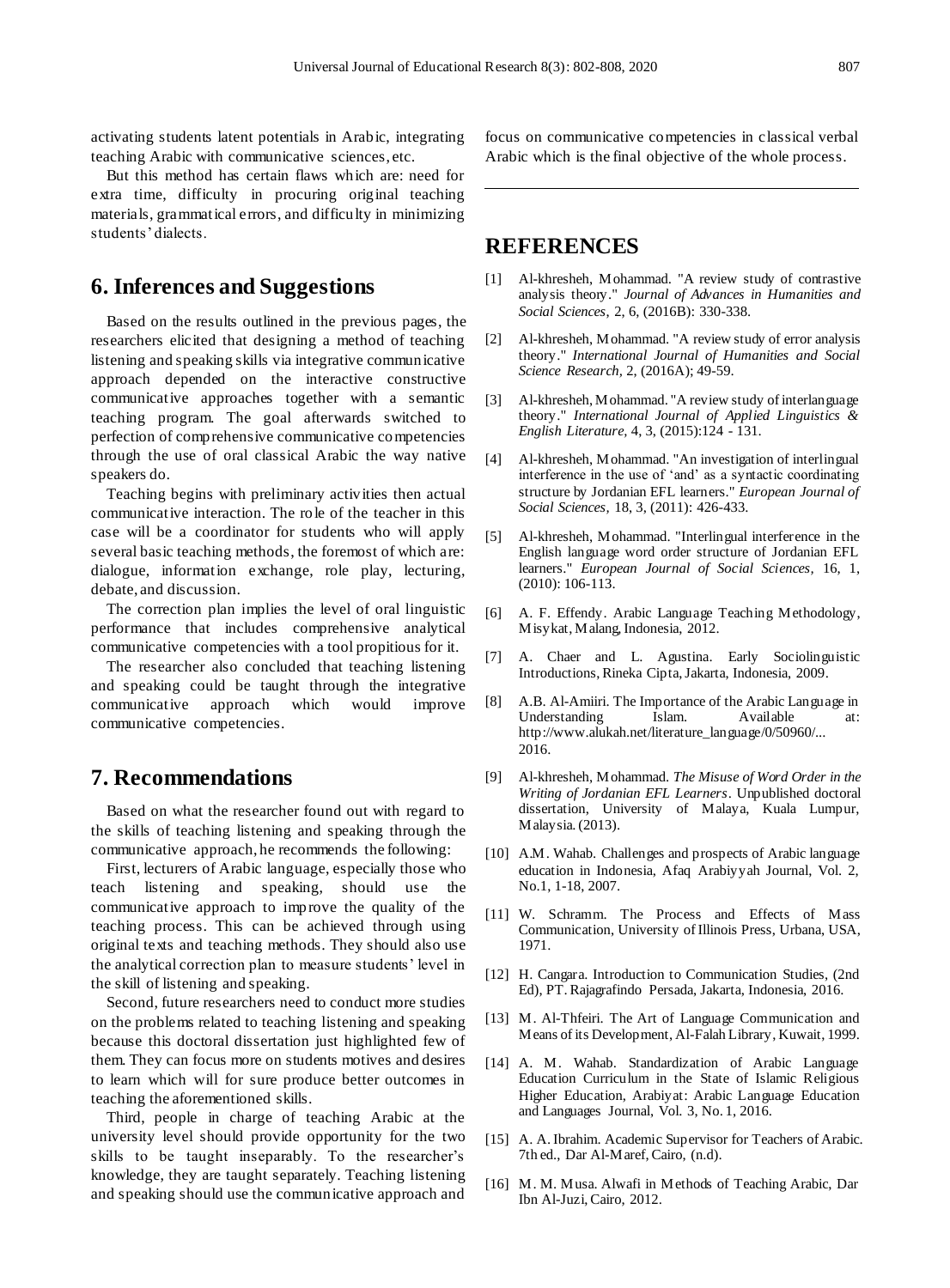activating students latent potentials in Arabic, integrating teaching Arabic with communicative sciences, etc.

But this method has certain flaws which are: need for extra time, difficulty in procuring original teaching materials, grammatical errors, and difficulty in minimizing students' dialects.

## 6. Inferences and Suggestions

Based on the results outlined in the previous pages, the researchers elicited that designing a method of teaching listening and speaking skills via integrative communicative approach depended on the interactive constructive communicative approaches together with a semantic teaching program. The goal afterwards switched to perfection of comprehensive communicative competences through the use of oral classical Arabic the way native speakers do.

Teaching begins with preliminary activities then actual communicative interaction. The role of the teacher in this case will be a coordinator for students who will apply several basic teaching methods, the foremost of which are: dialogue, information exchange, role play, lecturing, debate, and discussion.

The correction plan implies the level of oral linguistic performance that includes comprehensive analytical communicative competencies with a tool propitious for it.

The researcher also concluded that teaching listening and speaking could be taught through the integrative communicative approach which would improve communicative competencies.

## 7. Recommendations

Based on what the researcher found out with regard to the skills of teaching listening and speaking through the communicative approach, he recommends the following:

First, lecturers of Arabic language, especially those who teach listening and speaking, should use the communicative approach to improve the quality of the teaching process. This can be achieved through using original texts and teaching methods. They should also use the analytical correction plan to measure students' level in the skill of listening and speaking.

Second, future researchers need to conduct more studies on the problems related to teaching listening and speaking because this doctoral dissertation just highlighted few of them. They can focus more on students motives and desires to learn which will for sure produce better outcomes in teaching the aforementioned skills.

Third, people in charge of teaching Arabic at the university level should provide opportunity for the two skills to be taught inseparably. To the researcher's knowledge, they are taught separately. Teaching listening and speaking should use the communicative approach and focus on communicative competencies in classical verbal Arabic which is the final objective of the whole process.

## REFERENCES

[1] Al-khresheh, Mohammad. "A review study of contrastive analysis theory." *Journal of Advances in Humanities and Social Sciences,* 2, 6, (2016B): 330-338.

[2] Al-khresheh, Mohammad. "A review study of error analysis theory." *International Journal of Humanities and Social Science Research,* 2, (2016A); 49-59.

[3] Al-khresheh, Mohammad. "A review study of interlanguage theory." *International Journal of Applied Linguistics & English Literature,* 4, 3, (2015):124 - 131.

[4] Al-khresheh, Mohammad. "An investigation of interlingual interference in the use of 'and' as a syntactic coordinating structure by Jordanian EFL learners." *European Journal of Social Sciences,* 18, 3, (2011): 426-433.

[5] Al-khresheh, Mohammad. "Interlingual interference in the English language word order structure of Jordanian EFL learners." *European Journal of Social Sciences,* 16, 1, (2010): 106-113.

[6] A. F. Effendy. Arabic Language Teaching Methodology, Misykat, Malang, Indonesia, 2012.

[7] A. Chaer and L. Agustina. Early Sociolinguistic Introductions, Rineka Cipta, Jakarta, Indonesia, 2009.

[8] A.B. Al-Amiiri. The Importance of the Arabic Language in Understanding Islam. Available at: http://www.alukah.net/literature_language/0/50960/... 2016.

[9] Al-khresheh, Mohammad. *The Misuse of Word Order in the Writing of Jordanian EFL Learners*. Unpublished doctoral dissertation, University of Malaya, Kuala Lumpur, Malaysia. (2013).

[10] A.M. Wahab. Challenges and prospects of Arabic language education in Indonesia, Afaq Arabiyyah Journal, Vol. 2, No.1, 1-18, 2007.

[11] W. Schramm. The Process and Effects of Mass Communication, University of Illinois Press, Urbana, USA, 1971.

[12] H. Cangara. Introduction to Communication Studies, (2nd Ed), PT. Rajagrafindo Persada, Jakarta, Indonesia, 2016.

[13] M. Al-Thfeiri. The Art of Language Communication and Means of its Development, Al-Falah Library, Kuwait, 1999.

[14] A. M. Wahab. Standardization of Arabic Language Education Curriculum in the State of Islamic Religious Higher Education, Arabiyat: Arabic Language Education and Languages Journal, Vol. 3, No. 1, 2016.

[15] A. A. Ibrahim. Academic Supervisor for Teachers of Arabic. 7th ed., Dar Al-Maref, Cairo, (n.d).

[16] M. M. Musa. Alwafi in Methods of Teaching Arabic, Dar Ibn Al-Juzi, Cairo, 2012.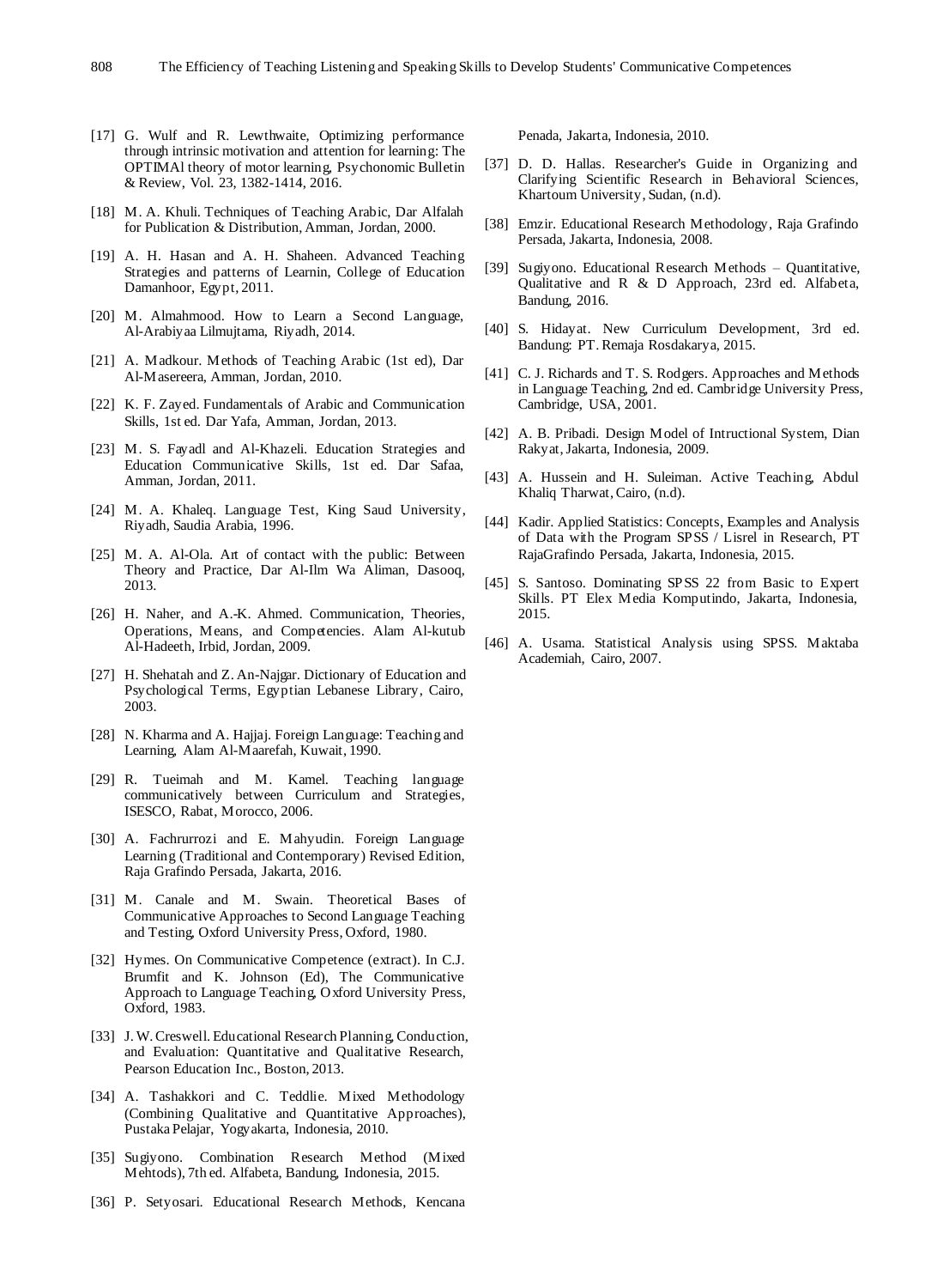[17] G. Wulf and R. Lewthwaite, Optimizing performance through intrinsic motivation and attention for learning: The OPTIMAl theory of motor learning, Psychonomic Bulletin & Review, Vol. 23, 1382-1414, 2016.

[18] M. A. Khuli. Techniques of Teaching Arabic, Dar Alfalah for Publication & Distribution, Amman, Jordan, 2000.

[19] A. H. Hasan and A. H. Shaheen. Advanced Teaching Strategies and patterns of Learnin, College of Education Damanhoor, Egypt, 2011.

[20] M. Almahmood. How to Learn a Second Language, Al-Arabiyaa Lilmujtama, Riyadh, 2014.

[21] A. Madkour. Methods of Teaching Arabic (1st ed), Dar Al-Masereera, Amman, Jordan, 2010.

[22] K. F. Zayed. Fundamentals of Arabic and Communication Skills, 1st ed. Dar Yafa, Amman, Jordan, 2013.

[23] M. S. Fayadl and Al-Khazeli. Education Strategies and Education Communicative Skills, 1st ed. Dar Safaa, Amman, Jordan, 2011.

[24] M. A. Khaleq. Language Test, King Saud University, Riyadh, Saudia Arabia, 1996.

[25] M. A. Al-Ola. Art of contact with the public: Between Theory and Practice, Dar Al-Ilm Wa Aliman, Dasooq, 2013.

[26] H. Naher, and A.-K. Ahmed. Communication, Theories, Operations, Means, and Competencies. Alam Al-kutub Al-Hadeeth, Irbid, Jordan, 2009.

[27] H. Shehatah and Z. An-Najgar. Dictionary of Education and Psychological Terms, Egyptian Lebanese Library, Cairo, 2003.

[28] N. Kharma and A. Hajjaj. Foreign Language: Teaching and Learning, Alam Al-Maarefah, Kuwait, 1990.

[29] R. Tueimah and M. Kamel. Teaching language communicatively between Curriculum and Strategies, ISESCO, Rabat, Morocco, 2006.

[30] A. Fachrurrozi and E. Mahyudin. Foreign Language Learning (Traditional and Contemporary) Revised Edition, Raja Grafindo Persada, Jakarta, 2016.

[31] M. Canale and M. Swain. Theoretical Bases of Communicative Approaches to Second Language Teaching and Testing, Oxford University Press, Oxford, 1980.

[32] Hymes. On Communicative Competence (extract). In C.J. Brumfit and K. Johnson (Ed), The Communicative Approach to Language Teaching, Oxford University Press, Oxford, 1983.

[33] J. W. Creswell. Educational Research Planning, Conduction, and Evaluation: Quantitative and Qualitative Research, Pearson Education Inc., Boston, 2013.

[34] A. Tashakkori and C. Teddlie. Mixed Methodology (Combining Qualitative and Quantitative Approaches), Pustaka Pelajar, Yogyakarta, Indonesia, 2010.

[35] Sugiyono. Combination Research Method (Mixed Mehtods), 7th ed. Alfabeta, Bandung, Indonesia, 2015.

[36] P. Setyosari. Educational Research Methods, Kencana Penada, Jakarta, Indonesia, 2010.

[37] D. D. Hallas. Researcher's Guide in Organizing and Clarifying Scientific Research in Behavioral Sciences, Khartoum University, Sudan, (n.d).

[38] Emzir. Educational Research Methodology, Raja Grafindo Persada, Jakarta, Indonesia, 2008.

[39] Sugiyono. Educational Research Methods – Quantitative, Qualitative and R & D Approach, 23rd ed. Alfabeta, Bandung, 2016.

[40] S. Hidayat. New Curriculum Development, 3rd ed. Bandung: PT. Remaja Rosdakarya, 2015.

[41] C. J. Richards and T. S. Rodgers. Approaches and Methods in Language Teaching, 2nd ed. Cambridge University Press, Cambridge, USA, 2001.

[42] A. B. Pribadi. Design Model of Intructional System, Dian Rakyat, Jakarta, Indonesia, 2009.

[43] A. Hussein and H. Suleiman. Active Teaching, Abdul Khaliq Tharwat, Cairo, (n.d).

[44] Kadir. Applied Statistics: Concepts, Examples and Analysis of Data with the Program SPSS / Lisrel in Research, PT RajaGrafindo Persada, Jakarta, Indonesia, 2015.

[45] S. Santoso. Dominating SPSS 22 from Basic to Expert Skills. PT Elex Media Komputindo, Jakarta, Indonesia, 2015.

[46] A. Usama. Statistical Analysis using SPSS. Maktaba Academiah, Cairo, 2007.